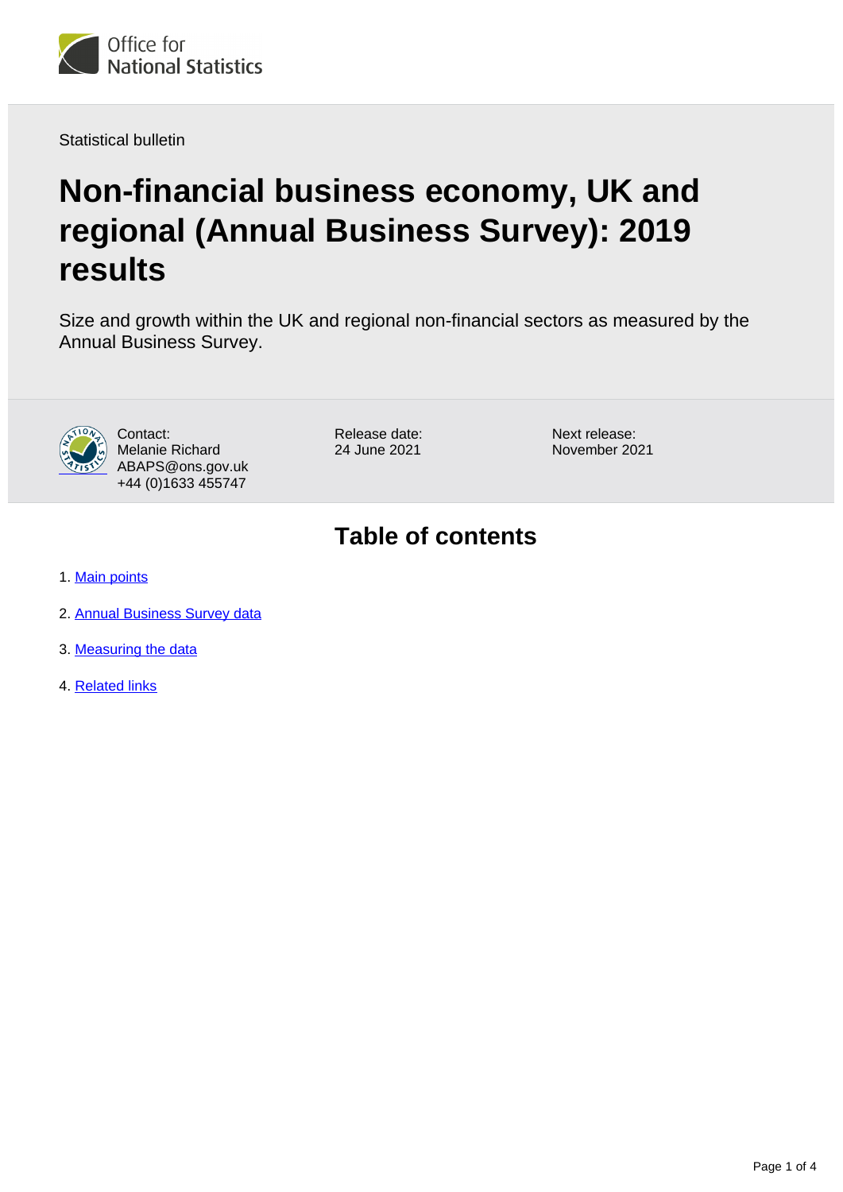Statistical bulletin

# Non-financial business economy, UK and regional (Annual Business Survey): 2019 results

Size and growth within the UK and regional non-financial sectors as measured by the Annual Business Survey.

Contact:
Melanie Richard
ABAPS@ons.gov.uk
+44 (0)1633 455747

Release date:
24 June 2021

Next release:
November 2021

## Table of contents

1. Main points
2. Annual Business Survey data
3. Measuring the data
4. Related links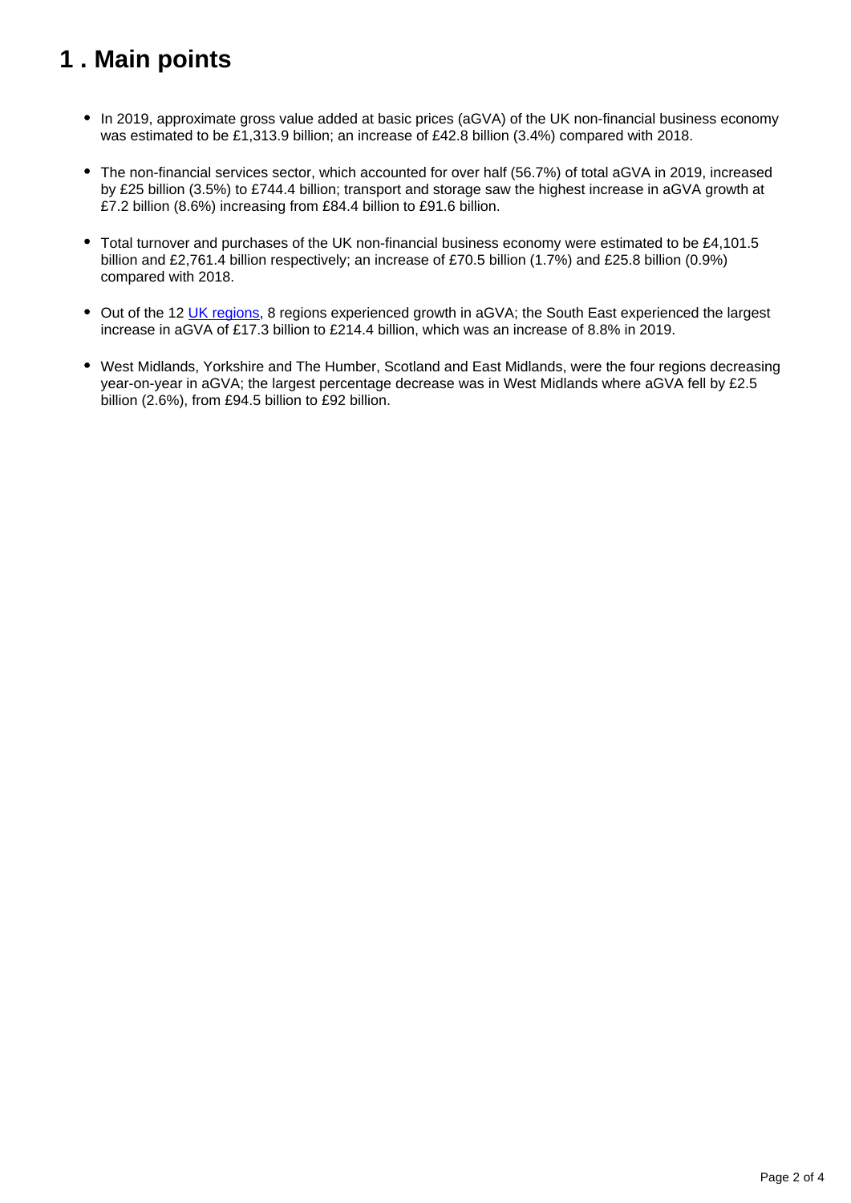# 1 . Main points

- In 2019, approximate gross value added at basic prices (aGVA) of the UK non-financial business economy was estimated to be £1,313.9 billion; an increase of £42.8 billion (3.4%) compared with 2018.

- The non-financial services sector, which accounted for over half (56.7%) of total aGVA in 2019, increased by £25 billion (3.5%) to £744.4 billion; transport and storage saw the highest increase in aGVA growth at £7.2 billion (8.6%) increasing from £84.4 billion to £91.6 billion.

- Total turnover and purchases of the UK non-financial business economy were estimated to be £4,101.5 billion and £2,761.4 billion respectively; an increase of £70.5 billion (1.7%) and £25.8 billion (0.9%) compared with 2018.

- Out of the 12 UK regions, 8 regions experienced growth in aGVA; the South East experienced the largest increase in aGVA of £17.3 billion to £214.4 billion, which was an increase of 8.8% in 2019.

- West Midlands, Yorkshire and The Humber, Scotland and East Midlands, were the four regions decreasing year-on-year in aGVA; the largest percentage decrease was in West Midlands where aGVA fell by £2.5 billion (2.6%), from £94.5 billion to £92 billion.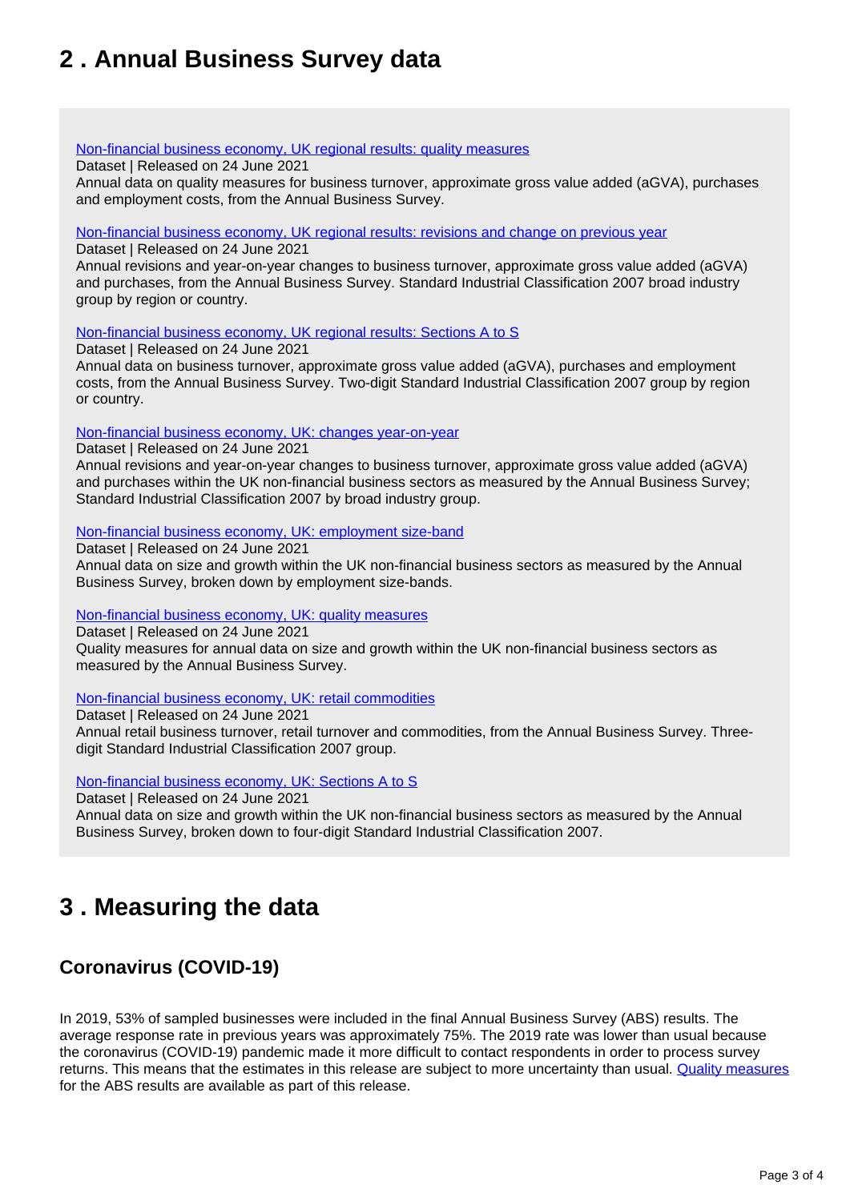## 2 . Annual Business Survey data

[Non-financial business economy, UK regional results: quality measures]
Dataset | Released on 24 June 2021
Annual data on quality measures for business turnover, approximate gross value added (aGVA), purchases and employment costs, from the Annual Business Survey.

[Non-financial business economy, UK regional results: revisions and change on previous year]
Dataset | Released on 24 June 2021
Annual revisions and year-on-year changes to business turnover, approximate gross value added (aGVA) and purchases, from the Annual Business Survey. Standard Industrial Classification 2007 broad industry group by region or country.

[Non-financial business economy, UK regional results: Sections A to S]
Dataset | Released on 24 June 2021
Annual data on business turnover, approximate gross value added (aGVA), purchases and employment costs, from the Annual Business Survey. Two-digit Standard Industrial Classification 2007 group by region or country.

[Non-financial business economy, UK: changes year-on-year]
Dataset | Released on 24 June 2021
Annual revisions and year-on-year changes to business turnover, approximate gross value added (aGVA) and purchases within the UK non-financial business sectors as measured by the Annual Business Survey; Standard Industrial Classification 2007 by broad industry group.

[Non-financial business economy, UK: employment size-band]
Dataset | Released on 24 June 2021
Annual data on size and growth within the UK non-financial business sectors as measured by the Annual Business Survey, broken down by employment size-bands.

[Non-financial business economy, UK: quality measures]
Dataset | Released on 24 June 2021
Quality measures for annual data on size and growth within the UK non-financial business sectors as measured by the Annual Business Survey.

[Non-financial business economy, UK: retail commodities]
Dataset | Released on 24 June 2021
Annual retail business turnover, retail turnover and commodities, from the Annual Business Survey. Three-digit Standard Industrial Classification 2007 group.

[Non-financial business economy, UK: Sections A to S]
Dataset | Released on 24 June 2021
Annual data on size and growth within the UK non-financial business sectors as measured by the Annual Business Survey, broken down to four-digit Standard Industrial Classification 2007.

## 3 . Measuring the data

### Coronavirus (COVID-19)

In 2019, 53% of sampled businesses were included in the final Annual Business Survey (ABS) results. The average response rate in previous years was approximately 75%. The 2019 rate was lower than usual because the coronavirus (COVID-19) pandemic made it more difficult to contact respondents in order to process survey returns. This means that the estimates in this release are subject to more uncertainty than usual. [Quality measures] for the ABS results are available as part of this release.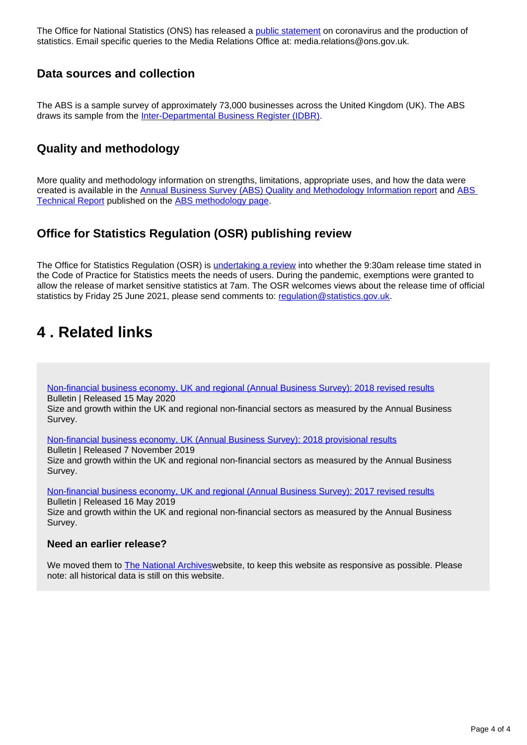The Office for National Statistics (ONS) has released a [public statement](#) on coronavirus and the production of statistics. Email specific queries to the Media Relations Office at: media.relations@ons.gov.uk.

### Data sources and collection

The ABS is a sample survey of approximately 73,000 businesses across the United Kingdom (UK). The ABS draws its sample from the [Inter-Departmental Business Register (IDBR)](#).

### Quality and methodology

More quality and methodology information on strengths, limitations, appropriate uses, and how the data were created is available in the [Annual Business Survey (ABS) Quality and Methodology Information report](#) and [ABS Technical Report](#) published on the [ABS methodology page](#).

### Office for Statistics Regulation (OSR) publishing review

The Office for Statistics Regulation (OSR) is [undertaking a review](#) into whether the 9:30am release time stated in the Code of Practice for Statistics meets the needs of users. During the pandemic, exemptions were granted to allow the release of market sensitive statistics at 7am. The OSR welcomes views about the release time of official statistics by Friday 25 June 2021, please send comments to: [regulation@statistics.gov.uk](mailto:regulation@statistics.gov.uk).

## 4 . Related links

[Non-financial business economy, UK and regional (Annual Business Survey): 2018 revised results](#)
Bulletin | Released 15 May 2020
Size and growth within the UK and regional non-financial sectors as measured by the Annual Business Survey.

[Non-financial business economy, UK (Annual Business Survey): 2018 provisional results](#)
Bulletin | Released 7 November 2019
Size and growth within the UK and regional non-financial sectors as measured by the Annual Business Survey.

[Non-financial business economy, UK and regional (Annual Business Survey): 2017 revised results](#)
Bulletin | Released 16 May 2019
Size and growth within the UK and regional non-financial sectors as measured by the Annual Business Survey.

### Need an earlier release?

We moved them to [The National Archives](#)website, to keep this website as responsive as possible. Please note: all historical data is still on this website.